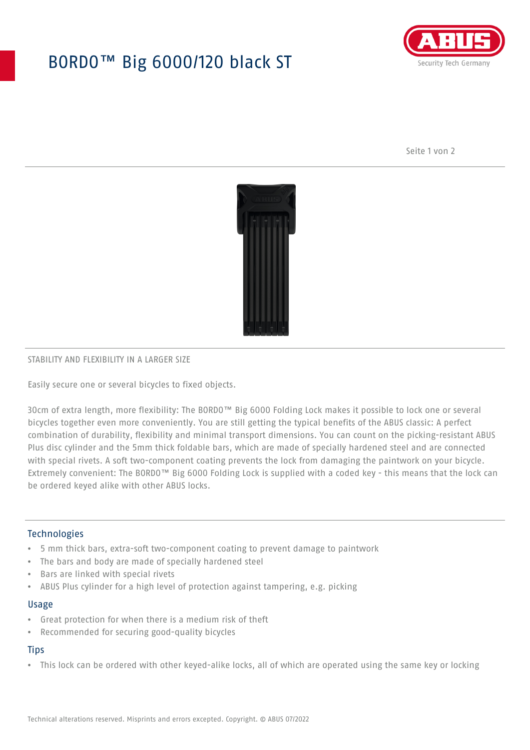# BORDO™ Big 6000/120 black ST

STABILITY AND FLEXIBILITY IN A LARGER SIZE

Easily secure one or several bicycles to fixed objects.

30cm of extra length, more flexibility: The BORDO™ Big 6000 Folding Lock makes it possible to lock one or several bicycles together even more conveniently. You are still getting the typical benefits of the ABUS classic: A perfect combination of durability, flexibility and minimal transport dimensions. You can count on the picking-resistant ABUS Plus disc cylinder and the 5mm thick foldable bars, which are made of specially hardened steel and are connected with special rivets. A soft two-component coating prevents the lock from damaging the paintwork on your bicycle. Extremely convenient: The BORDO™ Big 6000 Folding Lock is supplied with a coded key - this means that the lock can be ordered keyed alike with other ABUS locks.

## Technologies

- 5 mm thick bars, extra-soft two-component coating to prevent damage to paintwork
- The bars and body are made of specially hardened steel
- Bars are linked with special rivets
- ABUS Plus cylinder for a high level of protection against tampering, e.g. picking

## Usage

- Great protection for when there is a medium risk of theft
- Recommended for securing good-quality bicycles

## Tips

- This lock can be ordered with other keyed-alike locks, all of which are operated using the same key or locking

Technical alterations reserved. Misprints and errors excepted. Copyright. © ABUS 07/2022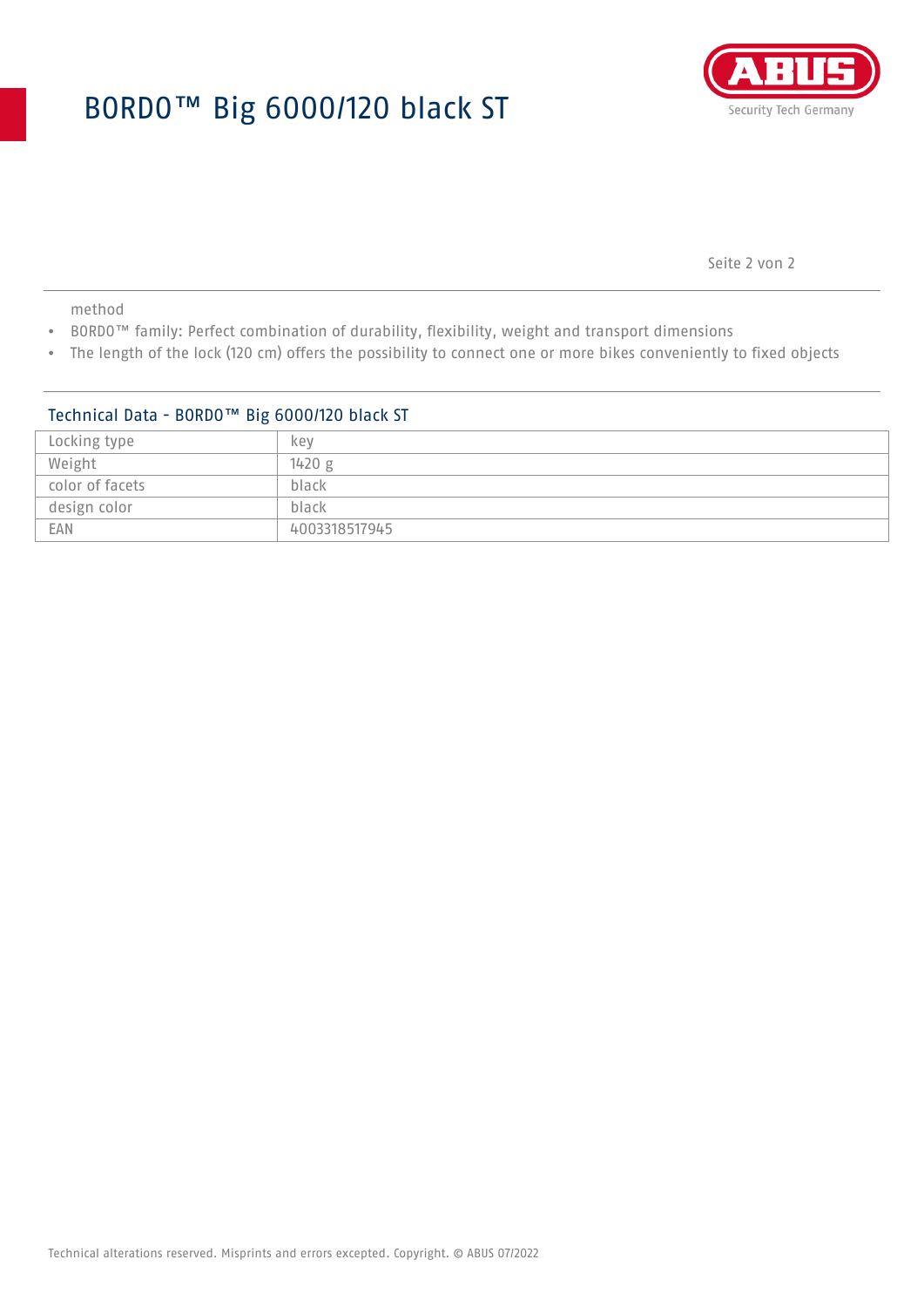method

- BORDO™ family: Perfect combination of durability, flexibility, weight and transport dimensions
- The length of the lock (120 cm) offers the possibility to connect one or more bikes conveniently to fixed objects

## Technical Data - BORDO™ Big 6000/120 black ST

| | |
|---|---|
| Locking type | key |
| Weight | 1420 g |
| color of facets | black |
| design color | black |
| EAN | 4003318517945 |

Technical alterations reserved. Misprints and errors excepted. Copyright. © ABUS 07/2022